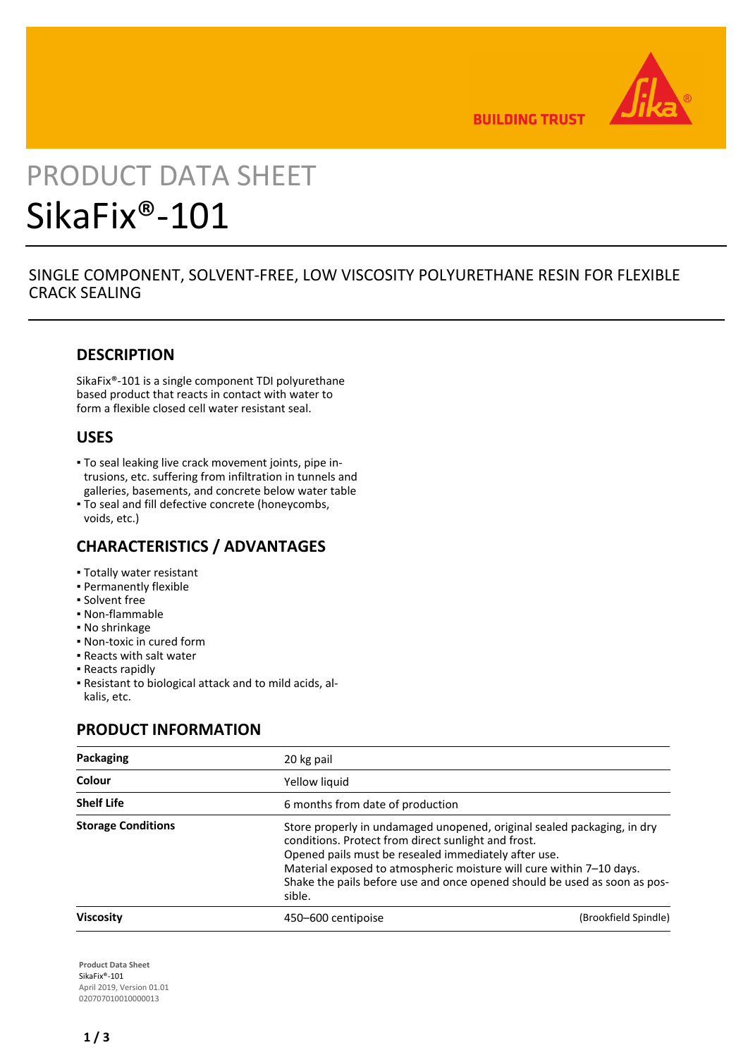# PRODUCT DATA SHEET

# SikaFix®-101

SINGLE COMPONENT, SOLVENT-FREE, LOW VISCOSITY POLYURETHANE RESIN FOR FLEXIBLE CRACK SEALING

## DESCRIPTION

SikaFix®-101 is a single component TDI polyurethane based product that reacts in contact with water to form a flexible closed cell water resistant seal.

## USES

- To seal leaking live crack movement joints, pipe intrusions, etc. suffering from infiltration in tunnels and galleries, basements, and concrete below water table
- To seal and fill defective concrete (honeycombs, voids, etc.)

## CHARACTERISTICS / ADVANTAGES

- Totally water resistant
- Permanently flexible
- Solvent free
- Non-flammable
- No shrinkage
- Non-toxic in cured form
- Reacts with salt water
- Reacts rapidly
- Resistant to biological attack and to mild acids, alkalis, etc.

## PRODUCT INFORMATION

| | | |
|---|---|---|
| **Packaging** | 20 kg pail | |
| **Colour** | Yellow liquid | |
| **Shelf Life** | 6 months from date of production | |
| **Storage Conditions** | Store properly in undamaged unopened, original sealed packaging, in dry conditions. Protect from direct sunlight and frost. Opened pails must be resealed immediately after use. Material exposed to atmospheric moisture will cure within 7–10 days. Shake the pails before use and once opened should be used as soon as possible. | |
| **Viscosity** | 450–600 centipoise | (Brookfield Spindle) |

**Product Data Sheet**
SikaFix®-101
April 2019, Version 01.01
020707010010000013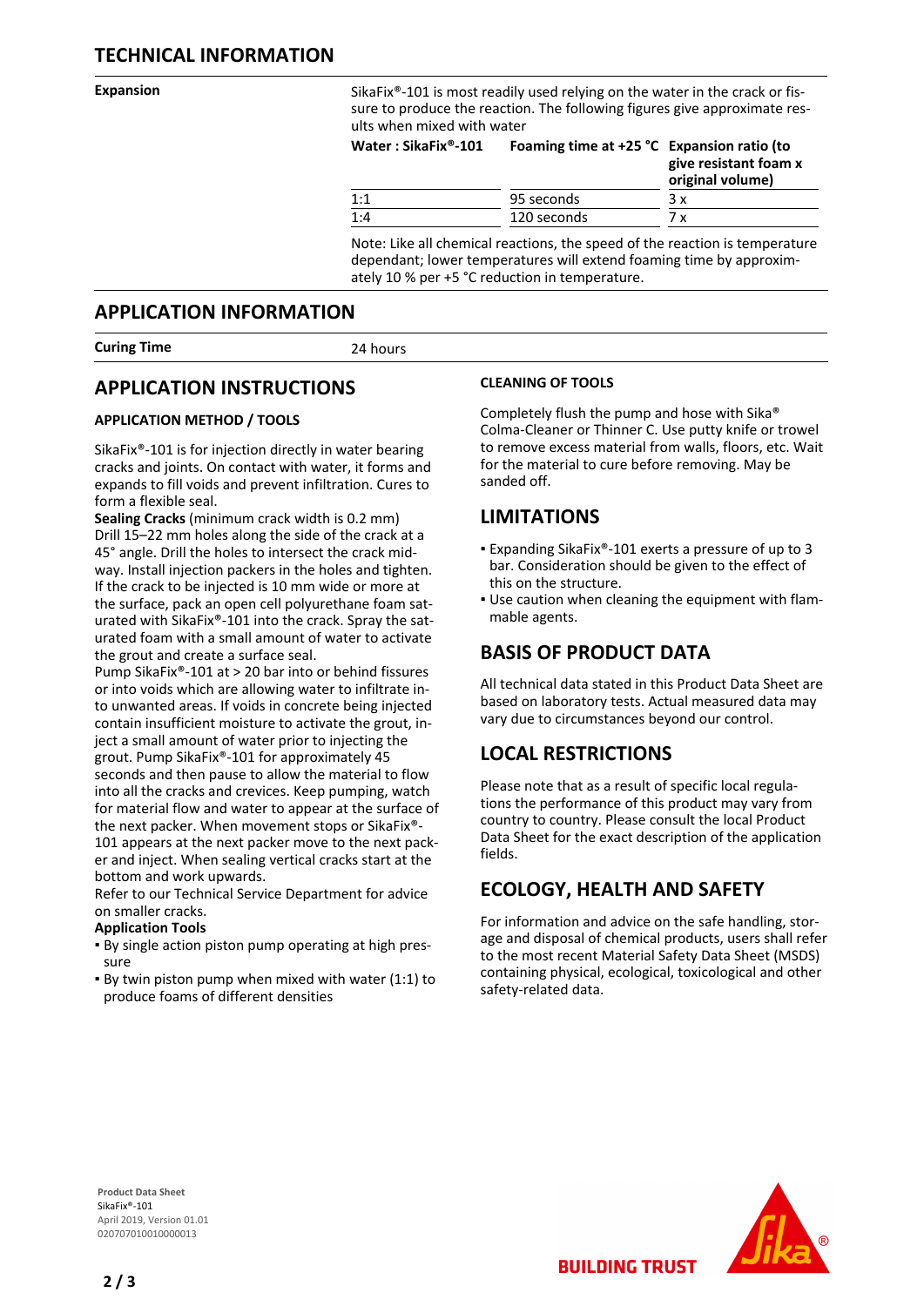## TECHNICAL INFORMATION

**Expansion**

SikaFix®-101 is most readily used relying on the water in the crack or fissure to produce the reaction. The following figures give approximate results when mixed with water

| Water : SikaFix®-101 | Foaming time at +25 °C | Expansion ratio (to give resistant foam x original volume) |
|---|---|---|
| 1:1 | 95 seconds | 3 x |
| 1:4 | 120 seconds | 7 x |

Note: Like all chemical reactions, the speed of the reaction is temperature dependant; lower temperatures will extend foaming time by approximately 10 % per +5 °C reduction in temperature.

## APPLICATION INFORMATION

**Curing Time** 24 hours

## APPLICATION INSTRUCTIONS

### APPLICATION METHOD / TOOLS

SikaFix®-101 is for injection directly in water bearing cracks and joints. On contact with water, it forms and expands to fill voids and prevent infiltration. Cures to form a flexible seal.

**Sealing Cracks** (minimum crack width is 0.2 mm) Drill 15–22 mm holes along the side of the crack at a 45° angle. Drill the holes to intersect the crack midway. Install injection packers in the holes and tighten. If the crack to be injected is 10 mm wide or more at the surface, pack an open cell polyurethane foam saturated with SikaFix®-101 into the crack. Spray the saturated foam with a small amount of water to activate the grout and create a surface seal.

Pump SikaFix®-101 at > 20 bar into or behind fissures or into voids which are allowing water to infiltrate into unwanted areas. If voids in concrete being injected contain insufficient moisture to activate the grout, inject a small amount of water prior to injecting the grout. Pump SikaFix®-101 for approximately 45 seconds and then pause to allow the material to flow into all the cracks and crevices. Keep pumping, watch for material flow and water to appear at the surface of the next packer. When movement stops or SikaFix®-101 appears at the next packer move to the next packer and inject. When sealing vertical cracks start at the bottom and work upwards.

Refer to our Technical Service Department for advice on smaller cracks.

**Application Tools**

- By single action piston pump operating at high pressure
- By twin piston pump when mixed with water (1:1) to produce foams of different densities

### CLEANING OF TOOLS

Completely flush the pump and hose with Sika® Colma-Cleaner or Thinner C. Use putty knife or trowel to remove excess material from walls, floors, etc. Wait for the material to cure before removing. May be sanded off.

## LIMITATIONS

- Expanding SikaFix®-101 exerts a pressure of up to 3 bar. Consideration should be given to the effect of this on the structure.
- Use caution when cleaning the equipment with flammable agents.

## BASIS OF PRODUCT DATA

All technical data stated in this Product Data Sheet are based on laboratory tests. Actual measured data may vary due to circumstances beyond our control.

## LOCAL RESTRICTIONS

Please note that as a result of specific local regulations the performance of this product may vary from country to country. Please consult the local Product Data Sheet for the exact description of the application fields.

## ECOLOGY, HEALTH AND SAFETY

For information and advice on the safe handling, storage and disposal of chemical products, users shall refer to the most recent Material Safety Data Sheet (MSDS) containing physical, ecological, toxicological and other safety-related data.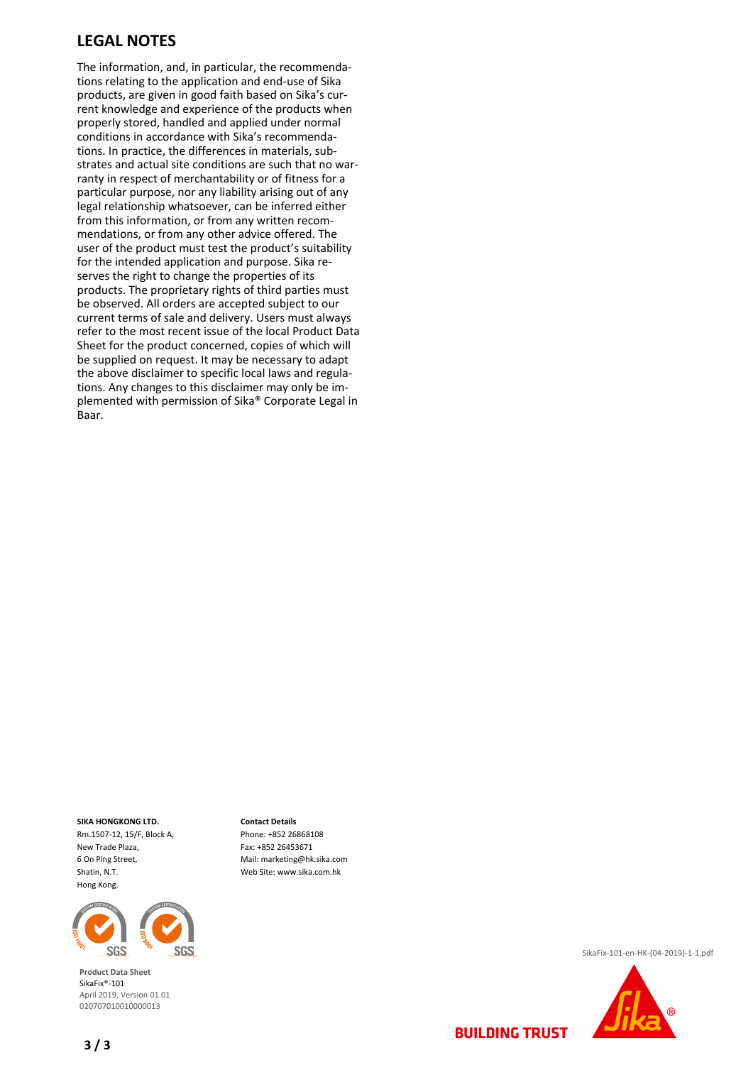## LEGAL NOTES

The information, and, in particular, the recommendations relating to the application and end-use of Sika products, are given in good faith based on Sika's current knowledge and experience of the products when properly stored, handled and applied under normal conditions in accordance with Sika's recommendations. In practice, the differences in materials, substrates and actual site conditions are such that no warranty in respect of merchantability or of fitness for a particular purpose, nor any liability arising out of any legal relationship whatsoever, can be inferred either from this information, or from any written recommendations, or from any other advice offered. The user of the product must test the product's suitability for the intended application and purpose. Sika reserves the right to change the properties of its products. The proprietary rights of third parties must be observed. All orders are accepted subject to our current terms of sale and delivery. Users must always refer to the most recent issue of the local Product Data Sheet for the product concerned, copies of which will be supplied on request. It may be necessary to adapt the above disclaimer to specific local laws and regulations. Any changes to this disclaimer may only be implemented with permission of Sika® Corporate Legal in Baar.

**SIKA HONGKONG LTD.**
Rm.1507-12, 15/F, Block A,
New Trade Plaza,
6 On Ping Street,
Shatin, N.T.
Hong Kong.

**Contact Details**
Phone: +852 26868108
Fax: +852 26453671
Mail: marketing@hk.sika.com
Web Site: www.sika.com.hk

**Product Data Sheet**
SikaFix®-101
April 2019, Version 01.01
020707010010000013

SikaFix-101-en-HK-(04-2019)-1-1.pdf

BUILDING TRUST